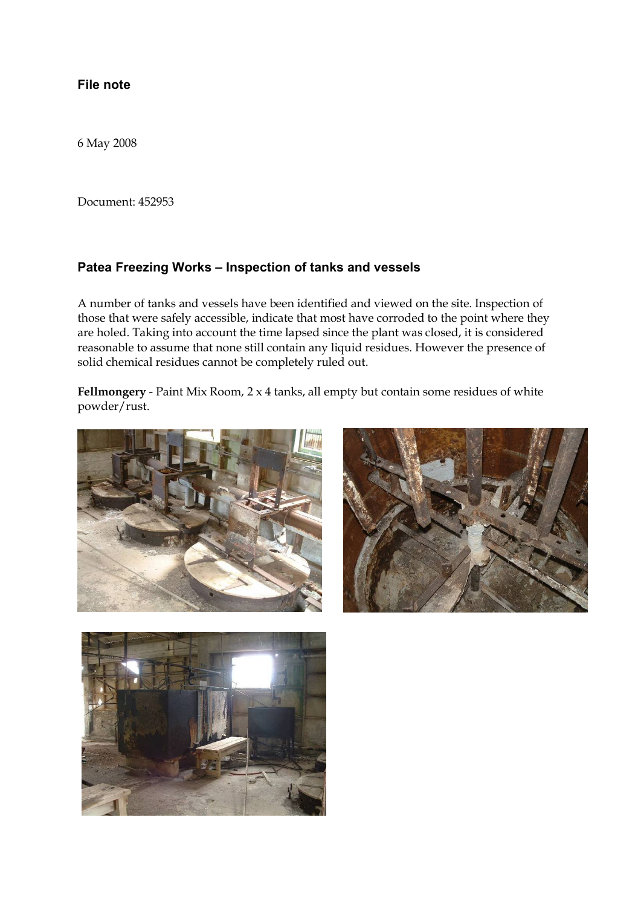**File note**

6 May 2008

Document: 452953

## Patea Freezing Works – Inspection of tanks and vessels

A number of tanks and vessels have been identified and viewed on the site. Inspection of those that were safely accessible, indicate that most have corroded to the point where they are holed. Taking into account the time lapsed since the plant was closed, it is considered reasonable to assume that none still contain any liquid residues. However the presence of solid chemical residues cannot be completely ruled out.

**Fellmongery** - Paint Mix Room, 2 x 4 tanks, all empty but contain some residues of white powder/rust.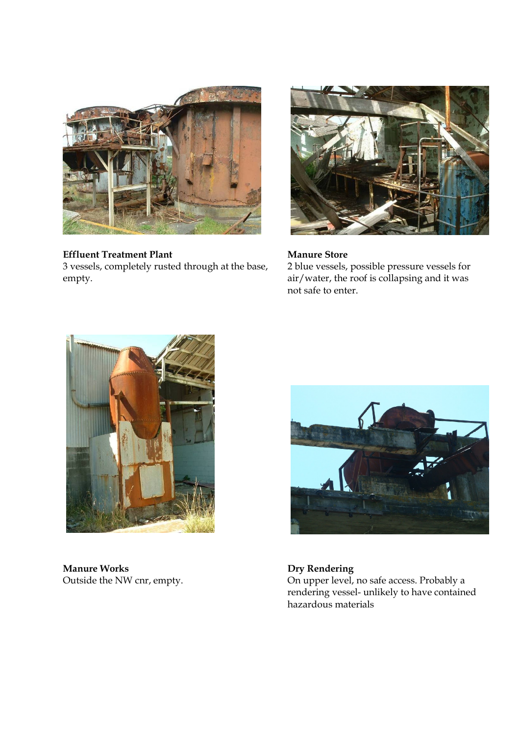**Effluent Treatment Plant**
3 vessels, completely rusted through at the base, empty.

**Manure Store**
2 blue vessels, possible pressure vessels for air/water, the roof is collapsing and it was not safe to enter.

**Manure Works**
Outside the NW cnr, empty.

**Dry Rendering**
On upper level, no safe access. Probably a rendering vessel- unlikely to have contained hazardous materials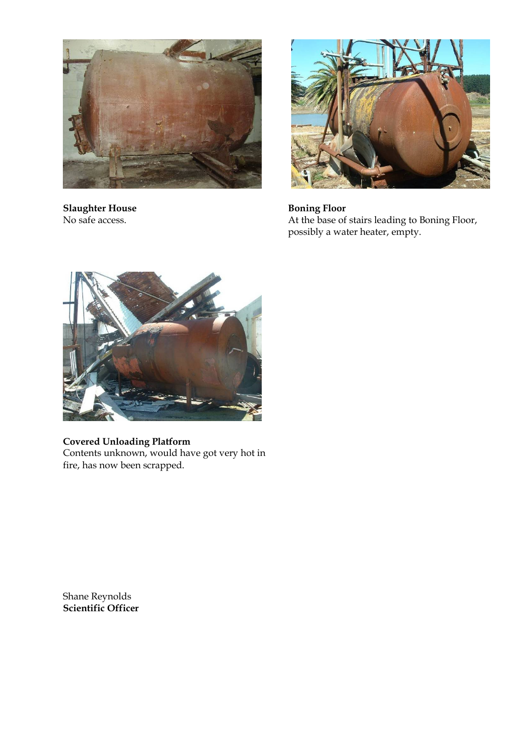**Slaughter House**
No safe access.

**Boning Floor**
At the base of stairs leading to Boning Floor, possibly a water heater, empty.

**Covered Unloading Platform**
Contents unknown, would have got very hot in fire, has now been scrapped.

Shane Reynolds
**Scientific Officer**